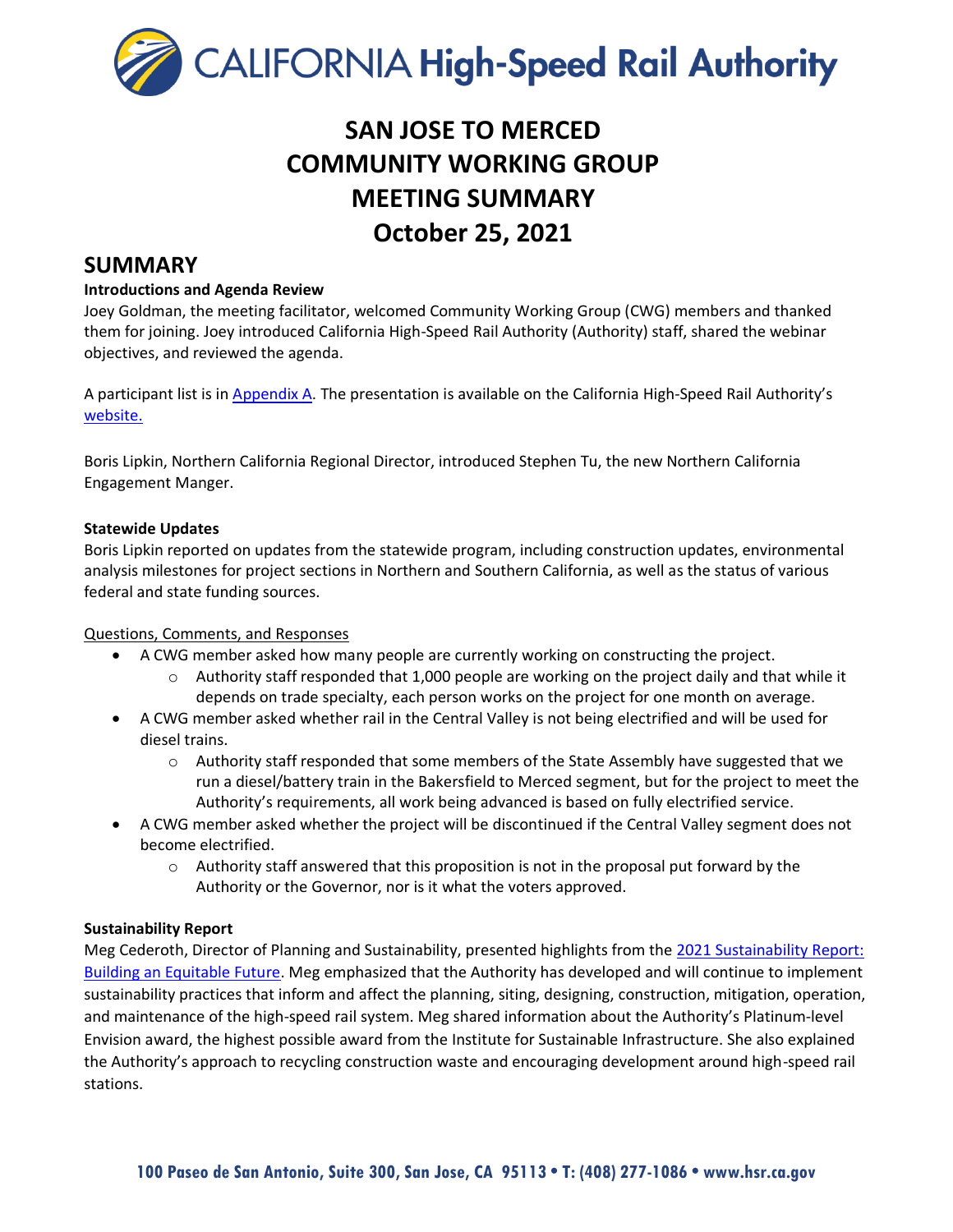# SAN JOSE TO MERCED COMMUNITY WORKING GROUP MEETING SUMMARY October 25, 2021

## SUMMARY

### Introductions and Agenda Review

Joey Goldman, the meeting facilitator, welcomed Community Working Group (CWG) members and thanked them for joining. Joey introduced California High-Speed Rail Authority (Authority) staff, shared the webinar objectives, and reviewed the agenda.

A participant list is in [Appendix A](). The presentation is available on the California High-Speed Rail Authority's [website.]()

Boris Lipkin, Northern California Regional Director, introduced Stephen Tu, the new Northern California Engagement Manger.

### Statewide Updates

Boris Lipkin reported on updates from the statewide program, including construction updates, environmental analysis milestones for project sections in Northern and Southern California, as well as the status of various federal and state funding sources.

Questions, Comments, and Responses

- A CWG member asked how many people are currently working on constructing the project.
  - Authority staff responded that 1,000 people are working on the project daily and that while it depends on trade specialty, each person works on the project for one month on average.
- A CWG member asked whether rail in the Central Valley is not being electrified and will be used for diesel trains.
  - Authority staff responded that some members of the State Assembly have suggested that we run a diesel/battery train in the Bakersfield to Merced segment, but for the project to meet the Authority's requirements, all work being advanced is based on fully electrified service.
- A CWG member asked whether the project will be discontinued if the Central Valley segment does not become electrified.
  - Authority staff answered that this proposition is not in the proposal put forward by the Authority or the Governor, nor is it what the voters approved.

### Sustainability Report

Meg Cederoth, Director of Planning and Sustainability, presented highlights from the [2021 Sustainability Report: Building an Equitable Future](). Meg emphasized that the Authority has developed and will continue to implement sustainability practices that inform and affect the planning, siting, designing, construction, mitigation, operation, and maintenance of the high-speed rail system. Meg shared information about the Authority's Platinum-level Envision award, the highest possible award from the Institute for Sustainable Infrastructure. She also explained the Authority's approach to recycling construction waste and encouraging development around high-speed rail stations.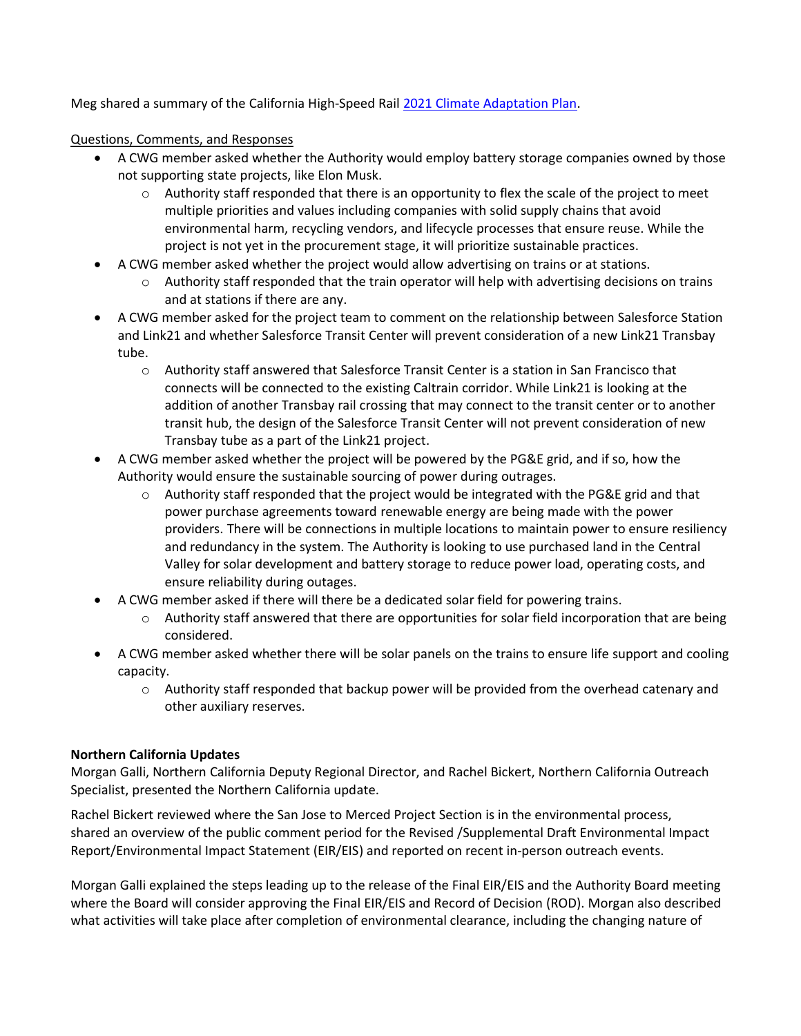Meg shared a summary of the California High-Speed Rail 2021 Climate Adaptation Plan.

Questions, Comments, and Responses

- A CWG member asked whether the Authority would employ battery storage companies owned by those not supporting state projects, like Elon Musk.
  - Authority staff responded that there is an opportunity to flex the scale of the project to meet multiple priorities and values including companies with solid supply chains that avoid environmental harm, recycling vendors, and lifecycle processes that ensure reuse. While the project is not yet in the procurement stage, it will prioritize sustainable practices.
- A CWG member asked whether the project would allow advertising on trains or at stations.
  - Authority staff responded that the train operator will help with advertising decisions on trains and at stations if there are any.
- A CWG member asked for the project team to comment on the relationship between Salesforce Station and Link21 and whether Salesforce Transit Center will prevent consideration of a new Link21 Transbay tube.
  - Authority staff answered that Salesforce Transit Center is a station in San Francisco that connects will be connected to the existing Caltrain corridor. While Link21 is looking at the addition of another Transbay rail crossing that may connect to the transit center or to another transit hub, the design of the Salesforce Transit Center will not prevent consideration of new Transbay tube as a part of the Link21 project.
- A CWG member asked whether the project will be powered by the PG&E grid, and if so, how the Authority would ensure the sustainable sourcing of power during outrages.
  - Authority staff responded that the project would be integrated with the PG&E grid and that power purchase agreements toward renewable energy are being made with the power providers. There will be connections in multiple locations to maintain power to ensure resiliency and redundancy in the system. The Authority is looking to use purchased land in the Central Valley for solar development and battery storage to reduce power load, operating costs, and ensure reliability during outages.
- A CWG member asked if there will there be a dedicated solar field for powering trains.
  - Authority staff answered that there are opportunities for solar field incorporation that are being considered.
- A CWG member asked whether there will be solar panels on the trains to ensure life support and cooling capacity.
  - Authority staff responded that backup power will be provided from the overhead catenary and other auxiliary reserves.

**Northern California Updates**

Morgan Galli, Northern California Deputy Regional Director, and Rachel Bickert, Northern California Outreach Specialist, presented the Northern California update.

Rachel Bickert reviewed where the San Jose to Merced Project Section is in the environmental process, shared an overview of the public comment period for the Revised /Supplemental Draft Environmental Impact Report/Environmental Impact Statement (EIR/EIS) and reported on recent in-person outreach events.

Morgan Galli explained the steps leading up to the release of the Final EIR/EIS and the Authority Board meeting where the Board will consider approving the Final EIR/EIS and Record of Decision (ROD). Morgan also described what activities will take place after completion of environmental clearance, including the changing nature of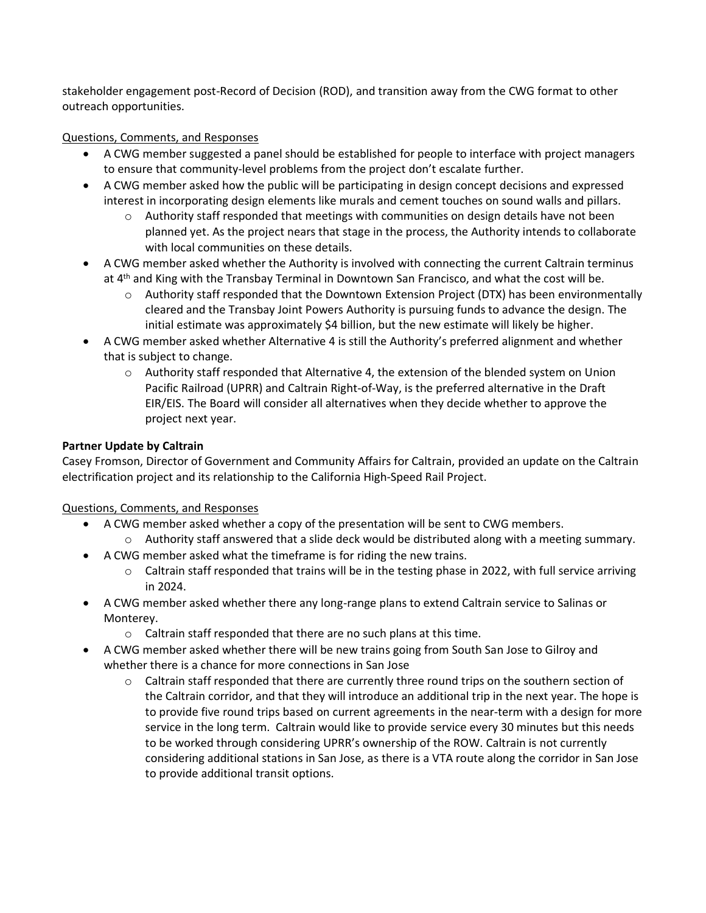stakeholder engagement post-Record of Decision (ROD), and transition away from the CWG format to other outreach opportunities.

Questions, Comments, and Responses

- A CWG member suggested a panel should be established for people to interface with project managers to ensure that community-level problems from the project don't escalate further.
- A CWG member asked how the public will be participating in design concept decisions and expressed interest in incorporating design elements like murals and cement touches on sound walls and pillars.
  - Authority staff responded that meetings with communities on design details have not been planned yet. As the project nears that stage in the process, the Authority intends to collaborate with local communities on these details.
- A CWG member asked whether the Authority is involved with connecting the current Caltrain terminus at 4th and King with the Transbay Terminal in Downtown San Francisco, and what the cost will be.
  - Authority staff responded that the Downtown Extension Project (DTX) has been environmentally cleared and the Transbay Joint Powers Authority is pursuing funds to advance the design. The initial estimate was approximately $4 billion, but the new estimate will likely be higher.
- A CWG member asked whether Alternative 4 is still the Authority's preferred alignment and whether that is subject to change.
  - Authority staff responded that Alternative 4, the extension of the blended system on Union Pacific Railroad (UPRR) and Caltrain Right-of-Way, is the preferred alternative in the Draft EIR/EIS. The Board will consider all alternatives when they decide whether to approve the project next year.

**Partner Update by Caltrain**

Casey Fromson, Director of Government and Community Affairs for Caltrain, provided an update on the Caltrain electrification project and its relationship to the California High-Speed Rail Project.

Questions, Comments, and Responses

- A CWG member asked whether a copy of the presentation will be sent to CWG members.
  - Authority staff answered that a slide deck would be distributed along with a meeting summary.
- A CWG member asked what the timeframe is for riding the new trains.
  - Caltrain staff responded that trains will be in the testing phase in 2022, with full service arriving in 2024.
- A CWG member asked whether there any long-range plans to extend Caltrain service to Salinas or Monterey.
  - Caltrain staff responded that there are no such plans at this time.
- A CWG member asked whether there will be new trains going from South San Jose to Gilroy and whether there is a chance for more connections in San Jose
  - Caltrain staff responded that there are currently three round trips on the southern section of the Caltrain corridor, and that they will introduce an additional trip in the next year. The hope is to provide five round trips based on current agreements in the near-term with a design for more service in the long term. Caltrain would like to provide service every 30 minutes but this needs to be worked through considering UPRR's ownership of the ROW. Caltrain is not currently considering additional stations in San Jose, as there is a VTA route along the corridor in San Jose to provide additional transit options.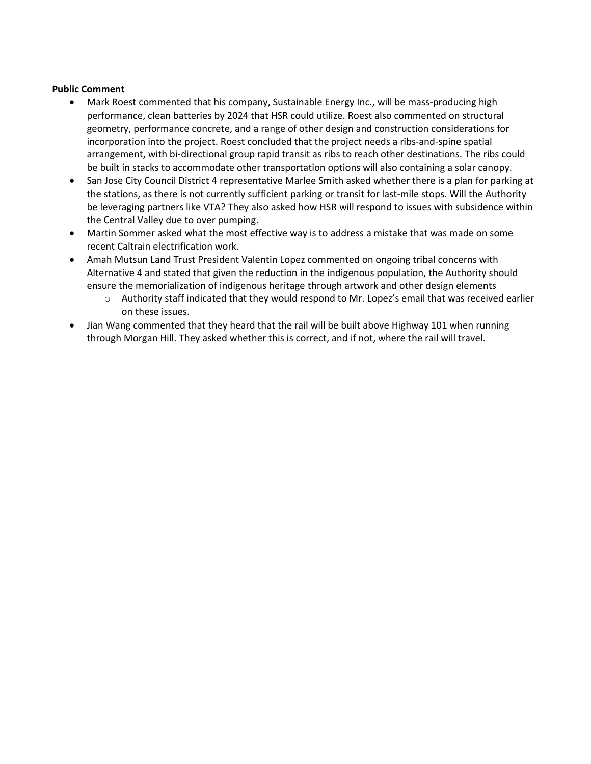**Public Comment**

- Mark Roest commented that his company, Sustainable Energy Inc., will be mass-producing high performance, clean batteries by 2024 that HSR could utilize. Roest also commented on structural geometry, performance concrete, and a range of other design and construction considerations for incorporation into the project. Roest concluded that the project needs a ribs-and-spine spatial arrangement, with bi-directional group rapid transit as ribs to reach other destinations. The ribs could be built in stacks to accommodate other transportation options will also containing a solar canopy.
- San Jose City Council District 4 representative Marlee Smith asked whether there is a plan for parking at the stations, as there is not currently sufficient parking or transit for last-mile stops. Will the Authority be leveraging partners like VTA? They also asked how HSR will respond to issues with subsidence within the Central Valley due to over pumping.
- Martin Sommer asked what the most effective way is to address a mistake that was made on some recent Caltrain electrification work.
- Amah Mutsun Land Trust President Valentin Lopez commented on ongoing tribal concerns with Alternative 4 and stated that given the reduction in the indigenous population, the Authority should ensure the memorialization of indigenous heritage through artwork and other design elements
  - Authority staff indicated that they would respond to Mr. Lopez's email that was received earlier on these issues.
- Jian Wang commented that they heard that the rail will be built above Highway 101 when running through Morgan Hill. They asked whether this is correct, and if not, where the rail will travel.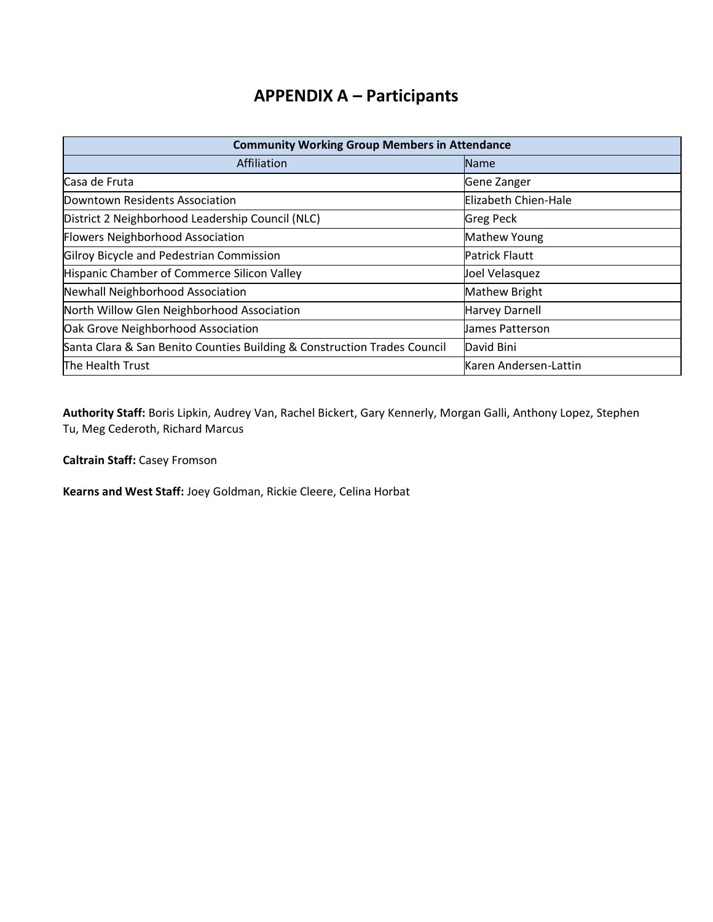# APPENDIX A – Participants

| Community Working Group Members in Attendance | |
|---|---|
| Affiliation | Name |
| Casa de Fruta | Gene Zanger |
| Downtown Residents Association | Elizabeth Chien-Hale |
| District 2 Neighborhood Leadership Council (NLC) | Greg Peck |
| Flowers Neighborhood Association | Mathew Young |
| Gilroy Bicycle and Pedestrian Commission | Patrick Flautt |
| Hispanic Chamber of Commerce Silicon Valley | Joel Velasquez |
| Newhall Neighborhood Association | Mathew Bright |
| North Willow Glen Neighborhood Association | Harvey Darnell |
| Oak Grove Neighborhood Association | James Patterson |
| Santa Clara & San Benito Counties Building & Construction Trades Council | David Bini |
| The Health Trust | Karen Andersen-Lattin |

**Authority Staff:** Boris Lipkin, Audrey Van, Rachel Bickert, Gary Kennerly, Morgan Galli, Anthony Lopez, Stephen Tu, Meg Cederoth, Richard Marcus

**Caltrain Staff:** Casey Fromson

**Kearns and West Staff:** Joey Goldman, Rickie Cleere, Celina Horbat